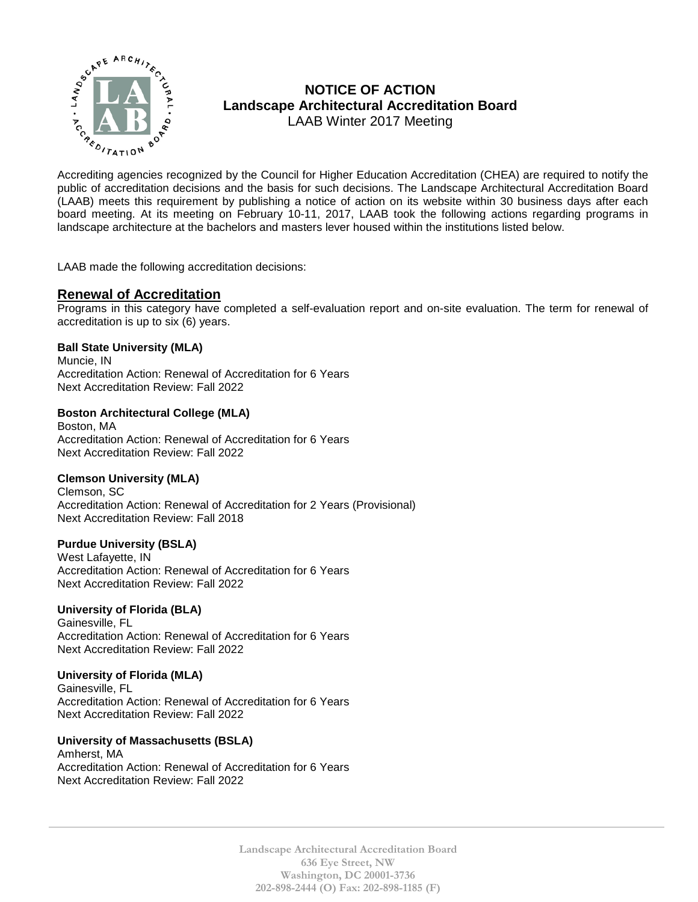# NOTICE OF ACTION
## Landscape Architectural Accreditation Board
LAAB Winter 2017 Meeting

Accrediting agencies recognized by the Council for Higher Education Accreditation (CHEA) are required to notify the public of accreditation decisions and the basis for such decisions. The Landscape Architectural Accreditation Board (LAAB) meets this requirement by publishing a notice of action on its website within 30 business days after each board meeting. At its meeting on February 10-11, 2017, LAAB took the following actions regarding programs in landscape architecture at the bachelors and masters lever housed within the institutions listed below.

LAAB made the following accreditation decisions:

## Renewal of Accreditation

Programs in this category have completed a self-evaluation report and on-site evaluation. The term for renewal of accreditation is up to six (6) years.

**Ball State University (MLA)**
Muncie, IN
Accreditation Action: Renewal of Accreditation for 6 Years
Next Accreditation Review: Fall 2022

**Boston Architectural College (MLA)**
Boston, MA
Accreditation Action: Renewal of Accreditation for 6 Years
Next Accreditation Review: Fall 2022

**Clemson University (MLA)**
Clemson, SC
Accreditation Action: Renewal of Accreditation for 2 Years (Provisional)
Next Accreditation Review: Fall 2018

**Purdue University (BSLA)**
West Lafayette, IN
Accreditation Action: Renewal of Accreditation for 6 Years
Next Accreditation Review: Fall 2022

**University of Florida (BLA)**
Gainesville, FL
Accreditation Action: Renewal of Accreditation for 6 Years
Next Accreditation Review: Fall 2022

**University of Florida (MLA)**
Gainesville, FL
Accreditation Action: Renewal of Accreditation for 6 Years
Next Accreditation Review: Fall 2022

**University of Massachusetts (BSLA)**
Amherst, MA
Accreditation Action: Renewal of Accreditation for 6 Years
Next Accreditation Review: Fall 2022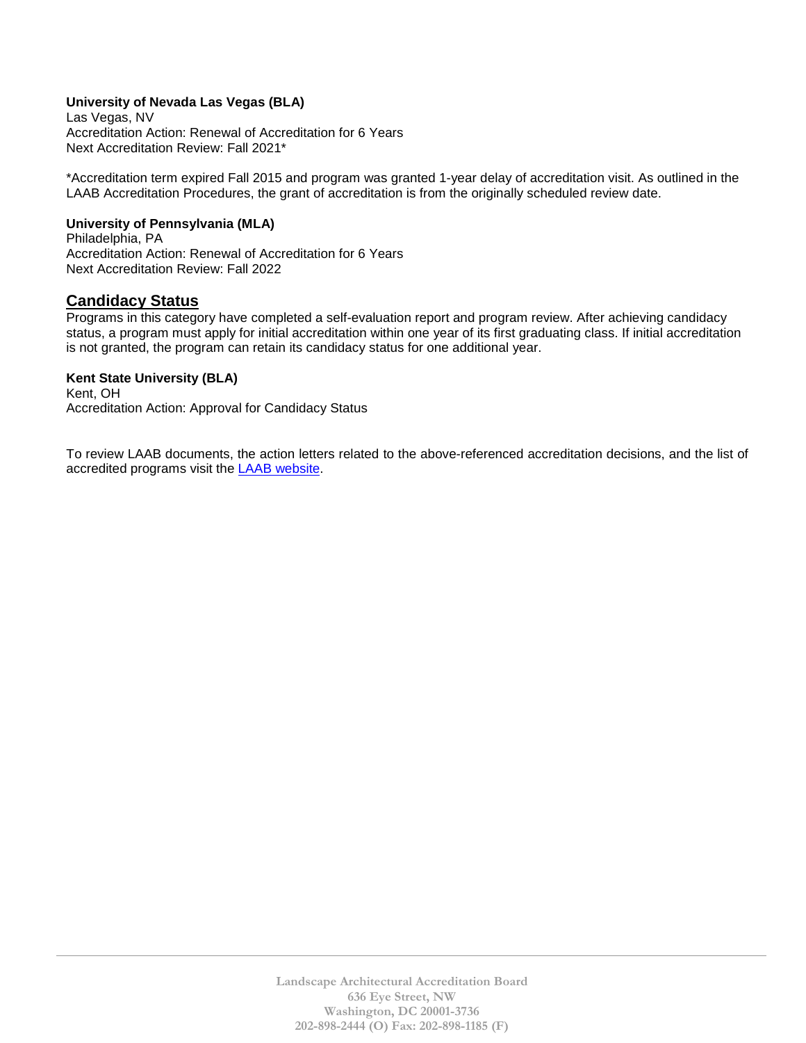**University of Nevada Las Vegas (BLA)**
Las Vegas, NV
Accreditation Action: Renewal of Accreditation for 6 Years
Next Accreditation Review: Fall 2021*

*Accreditation term expired Fall 2015 and program was granted 1-year delay of accreditation visit. As outlined in the LAAB Accreditation Procedures, the grant of accreditation is from the originally scheduled review date.

**University of Pennsylvania (MLA)**
Philadelphia, PA
Accreditation Action: Renewal of Accreditation for 6 Years
Next Accreditation Review: Fall 2022

## Candidacy Status

Programs in this category have completed a self-evaluation report and program review. After achieving candidacy status, a program must apply for initial accreditation within one year of its first graduating class. If initial accreditation is not granted, the program can retain its candidacy status for one additional year.

**Kent State University (BLA)**
Kent, OH
Accreditation Action: Approval for Candidacy Status

To review LAAB documents, the action letters related to the above-referenced accreditation decisions, and the list of accredited programs visit the LAAB website.

Landscape Architectural Accreditation Board
636 Eye Street, NW
Washington, DC 20001-3736
202-898-2444 (O) Fax: 202-898-1185 (F)